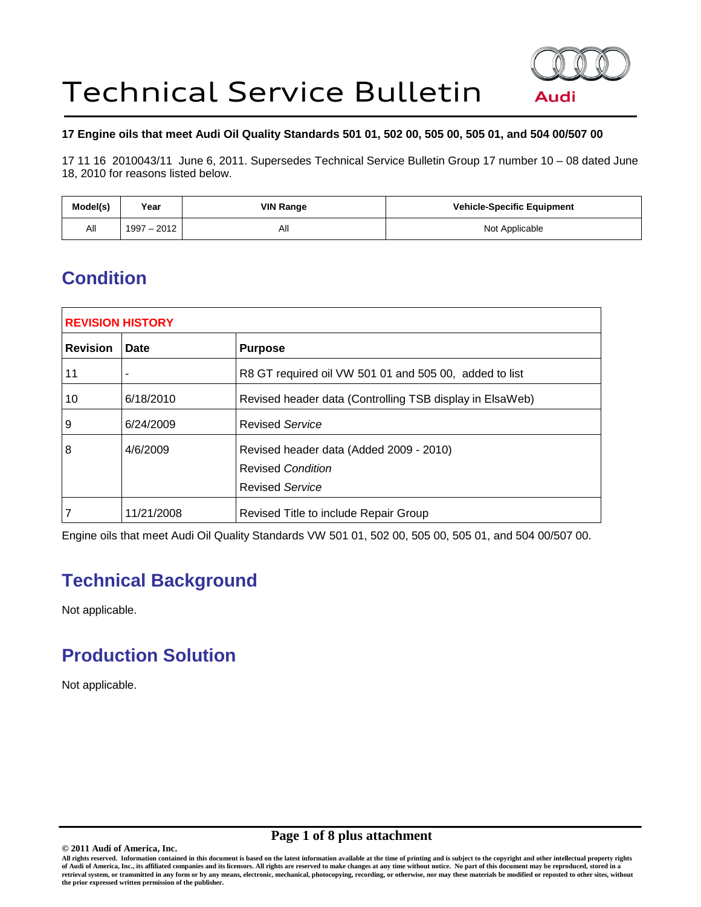# Technical Service Bulletin

Audi

**17 Engine oils that meet Audi Oil Quality Standards 501 01, 502 00, 505 00, 505 01, and 504 00/507 00**

17 11 16 2010043/11 June 6, 2011. Supersedes Technical Service Bulletin Group 17 number 10 – 08 dated June 18, 2010 for reasons listed below.

| Model(s) | Year | VIN Range | Vehicle-Specific Equipment |
|---|---|---|---|
| All | 1997 – 2012 | All | Not Applicable |

## Condition

| REVISION HISTORY | | |
|---|---|---|
| **Revision** | **Date** | **Purpose** |
| 11 | - | R8 GT required oil VW 501 01 and 505 00, added to list |
| 10 | 6/18/2010 | Revised header data (Controlling TSB display in ElsaWeb) |
| 9 | 6/24/2009 | Revised *Service* |
| 8 | 4/6/2009 | Revised header data (Added 2009 - 2010)<br>Revised *Condition*<br>Revised *Service* |
| 7 | 11/21/2008 | Revised Title to include Repair Group |

Engine oils that meet Audi Oil Quality Standards VW 501 01, 502 00, 505 00, 505 01, and 504 00/507 00.

## Technical Background

Not applicable.

## Production Solution

Not applicable.

**© 2011 Audi of America, Inc.**

**All rights reserved. Information contained in this document is based on the latest information available at the time of printing and is subject to the copyright and other intellectual property rights of Audi of America, Inc., its affiliated companies and its licensors. All rights are reserved to make changes at any time without notice. No part of this document may be reproduced, stored in a retrieval system, or transmitted in any form or by any means, electronic, mechanical, photocopying, recording, or otherwise, nor may these materials be modified or reposted to other sites, without the prior expressed written permission of the publisher.**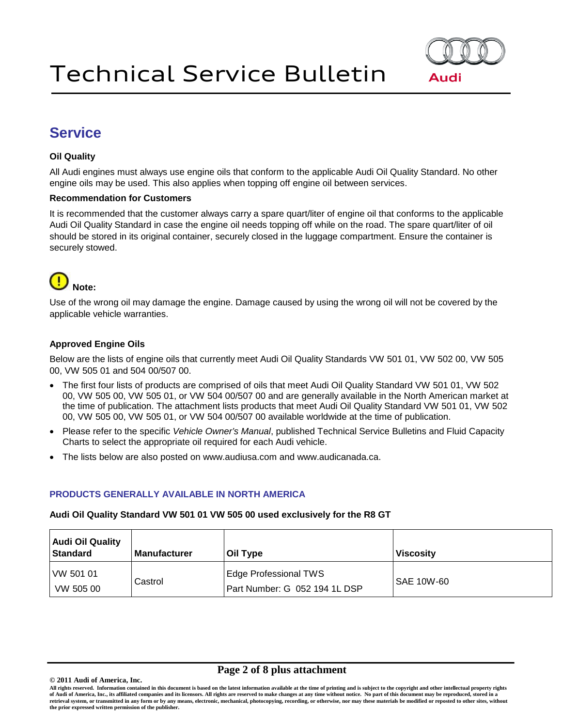# Technical Service Bulletin

## Service

### Oil Quality

All Audi engines must always use engine oils that conform to the applicable Audi Oil Quality Standard. No other engine oils may be used. This also applies when topping off engine oil between services.

### Recommendation for Customers

It is recommended that the customer always carry a spare quart/liter of engine oil that conforms to the applicable Audi Oil Quality Standard in case the engine oil needs topping off while on the road. The spare quart/liter of oil should be stored in its original container, securely closed in the luggage compartment. Ensure the container is securely stowed.

**Note:**

Use of the wrong oil may damage the engine. Damage caused by using the wrong oil will not be covered by the applicable vehicle warranties.

### Approved Engine Oils

Below are the lists of engine oils that currently meet Audi Oil Quality Standards VW 501 01, VW 502 00, VW 505 00, VW 505 01 and 504 00/507 00.

- The first four lists of products are comprised of oils that meet Audi Oil Quality Standard VW 501 01, VW 502 00, VW 505 00, VW 505 01, or VW 504 00/507 00 and are generally available in the North American market at the time of publication. The attachment lists products that meet Audi Oil Quality Standard VW 501 01, VW 502 00, VW 505 00, VW 505 01, or VW 504 00/507 00 available worldwide at the time of publication.
- Please refer to the specific *Vehicle Owner's Manual*, published Technical Service Bulletins and Fluid Capacity Charts to select the appropriate oil required for each Audi vehicle.
- The lists below are also posted on www.audiusa.com and www.audicanada.ca.

## PRODUCTS GENERALLY AVAILABLE IN NORTH AMERICA

**Audi Oil Quality Standard VW 501 01 VW 505 00 used exclusively for the R8 GT**

| Audi Oil Quality Standard | Manufacturer | Oil Type | Viscosity |
|---|---|---|---|
| VW 501 01<br>VW 505 00 | Castrol | Edge Professional TWS<br>Part Number: G 052 194 1L DSP | SAE 10W-60 |

© 2011 Audi of America, Inc.

All rights reserved. Information contained in this document is based on the latest information available at the time of printing and is subject to the copyright and other intellectual property rights of Audi of America, Inc., its affiliated companies and its licensors. All rights are reserved to make changes at any time without notice. No part of this document may be reproduced, stored in a retrieval system, or transmitted in any form or by any means, electronic, mechanical, photocopying, recording, or otherwise, nor may these materials be modified or reposted to other sites, without the prior expressed written permission of the publisher.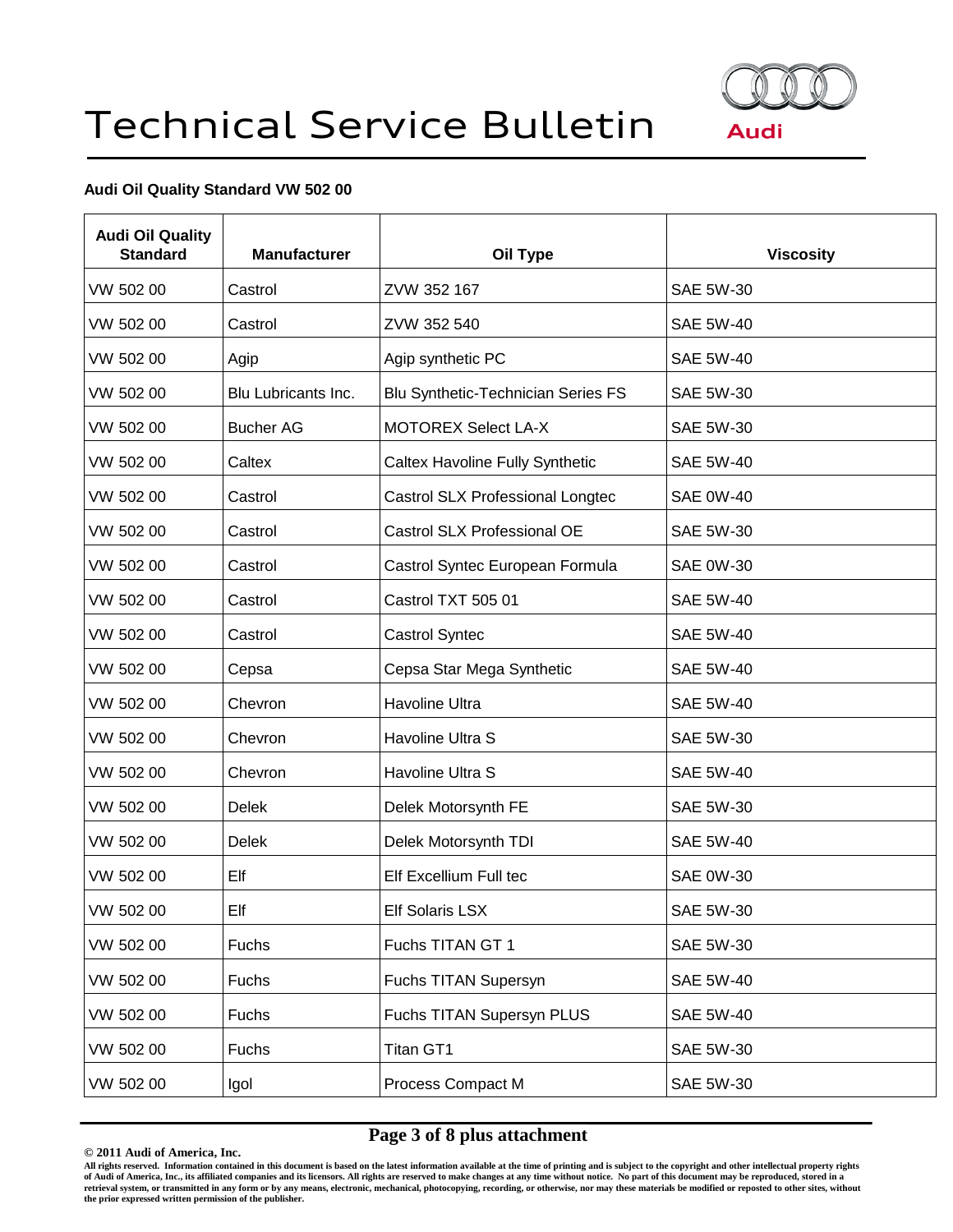# Technical Service Bulletin

**Audi Oil Quality Standard VW 502 00**

| Audi Oil Quality Standard | Manufacturer | Oil Type | Viscosity |
|---|---|---|---|
| VW 502 00 | Castrol | ZVW 352 167 | SAE 5W-30 |
| VW 502 00 | Castrol | ZVW 352 540 | SAE 5W-40 |
| VW 502 00 | Agip | Agip synthetic PC | SAE 5W-40 |
| VW 502 00 | Blu Lubricants Inc. | Blu Synthetic-Technician Series FS | SAE 5W-30 |
| VW 502 00 | Bucher AG | MOTOREX Select LA-X | SAE 5W-30 |
| VW 502 00 | Caltex | Caltex Havoline Fully Synthetic | SAE 5W-40 |
| VW 502 00 | Castrol | Castrol SLX Professional Longtec | SAE 0W-40 |
| VW 502 00 | Castrol | Castrol SLX Professional OE | SAE 5W-30 |
| VW 502 00 | Castrol | Castrol Syntec European Formula | SAE 0W-30 |
| VW 502 00 | Castrol | Castrol TXT 505 01 | SAE 5W-40 |
| VW 502 00 | Castrol | Castrol Syntec | SAE 5W-40 |
| VW 502 00 | Cepsa | Cepsa Star Mega Synthetic | SAE 5W-40 |
| VW 502 00 | Chevron | Havoline Ultra | SAE 5W-40 |
| VW 502 00 | Chevron | Havoline Ultra S | SAE 5W-30 |
| VW 502 00 | Chevron | Havoline Ultra S | SAE 5W-40 |
| VW 502 00 | Delek | Delek Motorsynth FE | SAE 5W-30 |
| VW 502 00 | Delek | Delek Motorsynth TDI | SAE 5W-40 |
| VW 502 00 | Elf | Elf Excellium Full tec | SAE 0W-30 |
| VW 502 00 | Elf | Elf Solaris LSX | SAE 5W-30 |
| VW 502 00 | Fuchs | Fuchs TITAN GT 1 | SAE 5W-30 |
| VW 502 00 | Fuchs | Fuchs TITAN Supersyn | SAE 5W-40 |
| VW 502 00 | Fuchs | Fuchs TITAN Supersyn PLUS | SAE 5W-40 |
| VW 502 00 | Fuchs | Titan GT1 | SAE 5W-30 |
| VW 502 00 | Igol | Process Compact M | SAE 5W-30 |

© 2011 Audi of America, Inc.

All rights reserved. Information contained in this document is based on the latest information available at the time of printing and is subject to the copyright and other intellectual property rights of Audi of America, Inc., its affiliated companies and its licensors. All rights are reserved to make changes at any time without notice. No part of this document may be reproduced, stored in a retrieval system, or transmitted in any form or by any means, electronic, mechanical, photocopying, recording, or otherwise, nor may these materials be modified or reposted to other sites, without the prior expressed written permission of the publisher.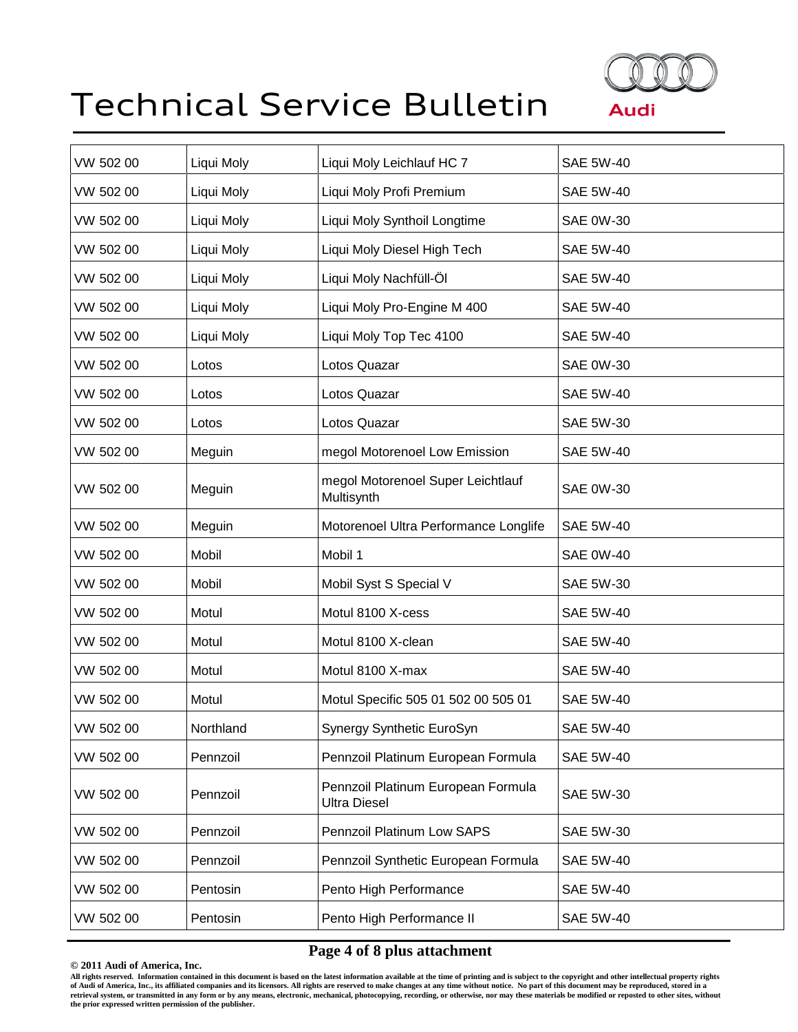| | | | |
|---|---|---|---|
| VW 502 00 | Liqui Moly | Liqui Moly Leichlauf HC 7 | SAE 5W-40 |
| VW 502 00 | Liqui Moly | Liqui Moly Profi Premium | SAE 5W-40 |
| VW 502 00 | Liqui Moly | Liqui Moly Synthoil Longtime | SAE 0W-30 |
| VW 502 00 | Liqui Moly | Liqui Moly Diesel High Tech | SAE 5W-40 |
| VW 502 00 | Liqui Moly | Liqui Moly Nachfüll-Öl | SAE 5W-40 |
| VW 502 00 | Liqui Moly | Liqui Moly Pro-Engine M 400 | SAE 5W-40 |
| VW 502 00 | Liqui Moly | Liqui Moly Top Tec 4100 | SAE 5W-40 |
| VW 502 00 | Lotos | Lotos Quazar | SAE 0W-30 |
| VW 502 00 | Lotos | Lotos Quazar | SAE 5W-40 |
| VW 502 00 | Lotos | Lotos Quazar | SAE 5W-30 |
| VW 502 00 | Meguin | megol Motorenoel Low Emission | SAE 5W-40 |
| VW 502 00 | Meguin | megol Motorenoel Super Leichtlauf Multisynth | SAE 0W-30 |
| VW 502 00 | Meguin | Motorenoel Ultra Performance Longlife | SAE 5W-40 |
| VW 502 00 | Mobil | Mobil 1 | SAE 0W-40 |
| VW 502 00 | Mobil | Mobil Syst S Special V | SAE 5W-30 |
| VW 502 00 | Motul | Motul 8100 X-cess | SAE 5W-40 |
| VW 502 00 | Motul | Motul 8100 X-clean | SAE 5W-40 |
| VW 502 00 | Motul | Motul 8100 X-max | SAE 5W-40 |
| VW 502 00 | Motul | Motul Specific 505 01 502 00 505 01 | SAE 5W-40 |
| VW 502 00 | Northland | Synergy Synthetic EuroSyn | SAE 5W-40 |
| VW 502 00 | Pennzoil | Pennzoil Platinum European Formula | SAE 5W-40 |
| VW 502 00 | Pennzoil | Pennzoil Platinum European Formula Ultra Diesel | SAE 5W-30 |
| VW 502 00 | Pennzoil | Pennzoil Platinum Low SAPS | SAE 5W-30 |
| VW 502 00 | Pennzoil | Pennzoil Synthetic European Formula | SAE 5W-40 |
| VW 502 00 | Pentosin | Pento High Performance | SAE 5W-40 |
| VW 502 00 | Pentosin | Pento High Performance II | SAE 5W-40 |

**© 2011 Audi of America, Inc.**

All rights reserved. Information contained in this document is based on the latest information available at the time of printing and is subject to the copyright and other intellectual property rights of Audi of America, Inc., its affiliated companies and its licensors. All rights are reserved to make changes at any time without notice. No part of this document may be reproduced, stored in a retrieval system, or transmitted in any form or by any means, electronic, mechanical, photocopying, recording, or otherwise, nor may these materials be modified or reposted to other sites, without the prior expressed written permission of the publisher.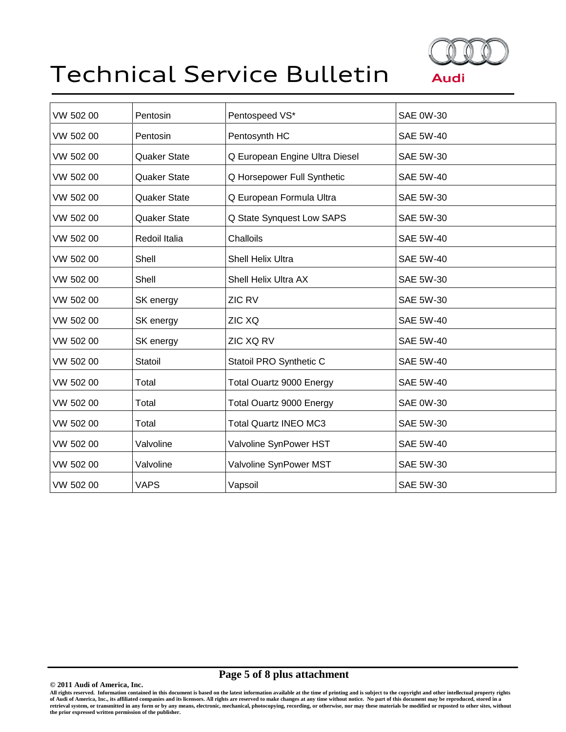| VW 502 00 | Pentosin | Pentospeed VS* | SAE 0W-30 |
|---|---|---|---|
| VW 502 00 | Pentosin | Pentosynth HC | SAE 5W-40 |
| VW 502 00 | Quaker State | Q European Engine Ultra Diesel | SAE 5W-30 |
| VW 502 00 | Quaker State | Q Horsepower Full Synthetic | SAE 5W-40 |
| VW 502 00 | Quaker State | Q European Formula Ultra | SAE 5W-30 |
| VW 502 00 | Quaker State | Q State Synquest Low SAPS | SAE 5W-30 |
| VW 502 00 | Redoil Italia | Challoils | SAE 5W-40 |
| VW 502 00 | Shell | Shell Helix Ultra | SAE 5W-40 |
| VW 502 00 | Shell | Shell Helix Ultra AX | SAE 5W-30 |
| VW 502 00 | SK energy | ZIC RV | SAE 5W-30 |
| VW 502 00 | SK energy | ZIC XQ | SAE 5W-40 |
| VW 502 00 | SK energy | ZIC XQ RV | SAE 5W-40 |
| VW 502 00 | Statoil | Statoil PRO Synthetic C | SAE 5W-40 |
| VW 502 00 | Total | Total Ouartz 9000 Energy | SAE 5W-40 |
| VW 502 00 | Total | Total Ouartz 9000 Energy | SAE 0W-30 |
| VW 502 00 | Total | Total Quartz INEO MC3 | SAE 5W-30 |
| VW 502 00 | Valvoline | Valvoline SynPower HST | SAE 5W-40 |
| VW 502 00 | Valvoline | Valvoline SynPower MST | SAE 5W-30 |
| VW 502 00 | VAPS | Vapsoil | SAE 5W-30 |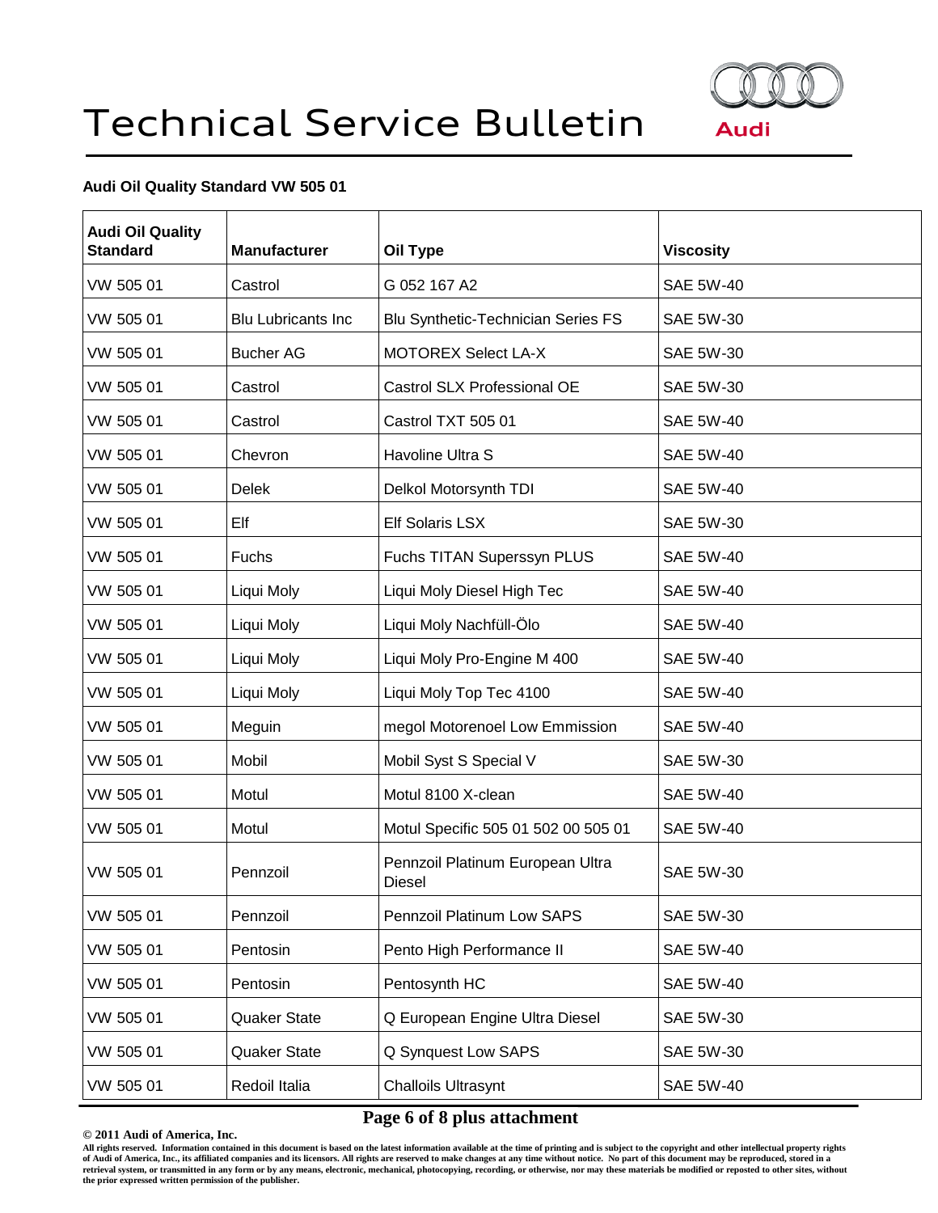# Technical Service Bulletin

**Audi Oil Quality Standard VW 505 01**

| Audi Oil Quality Standard | Manufacturer | Oil Type | Viscosity |
|---|---|---|---|
| VW 505 01 | Castrol | G 052 167 A2 | SAE 5W-40 |
| VW 505 01 | Blu Lubricants Inc | Blu Synthetic-Technician Series FS | SAE 5W-30 |
| VW 505 01 | Bucher AG | MOTOREX Select LA-X | SAE 5W-30 |
| VW 505 01 | Castrol | Castrol SLX Professional OE | SAE 5W-30 |
| VW 505 01 | Castrol | Castrol TXT 505 01 | SAE 5W-40 |
| VW 505 01 | Chevron | Havoline Ultra S | SAE 5W-40 |
| VW 505 01 | Delek | Delkol Motorsynth TDI | SAE 5W-40 |
| VW 505 01 | Elf | Elf Solaris LSX | SAE 5W-30 |
| VW 505 01 | Fuchs | Fuchs TITAN Superssyn PLUS | SAE 5W-40 |
| VW 505 01 | Liqui Moly | Liqui Moly Diesel High Tec | SAE 5W-40 |
| VW 505 01 | Liqui Moly | Liqui Moly Nachfüll-Ölo | SAE 5W-40 |
| VW 505 01 | Liqui Moly | Liqui Moly Pro-Engine M 400 | SAE 5W-40 |
| VW 505 01 | Liqui Moly | Liqui Moly Top Tec 4100 | SAE 5W-40 |
| VW 505 01 | Meguin | megol Motorenoel Low Emmission | SAE 5W-40 |
| VW 505 01 | Mobil | Mobil Syst S Special V | SAE 5W-30 |
| VW 505 01 | Motul | Motul 8100 X-clean | SAE 5W-40 |
| VW 505 01 | Motul | Motul Specific 505 01 502 00 505 01 | SAE 5W-40 |
| VW 505 01 | Pennzoil | Pennzoil Platinum European Ultra Diesel | SAE 5W-30 |
| VW 505 01 | Pennzoil | Pennzoil Platinum Low SAPS | SAE 5W-30 |
| VW 505 01 | Pentosin | Pento High Performance II | SAE 5W-40 |
| VW 505 01 | Pentosin | Pentosynth HC | SAE 5W-40 |
| VW 505 01 | Quaker State | Q European Engine Ultra Diesel | SAE 5W-30 |
| VW 505 01 | Quaker State | Q Synquest Low SAPS | SAE 5W-30 |
| VW 505 01 | Redoil Italia | Challoils Ultrasynt | SAE 5W-40 |

**© 2011 Audi of America, Inc.**

All rights reserved. Information contained in this document is based on the latest information available at the time of printing and is subject to the copyright and other intellectual property rights of Audi of America, Inc., its affiliated companies and its licensors. All rights are reserved to make changes at any time without notice. No part of this document may be reproduced, stored in a retrieval system, or transmitted in any form or by any means, electronic, mechanical, photocopying, recording, or otherwise, nor may these materials be modified or reposted to other sites, without the prior expressed written permission of the publisher.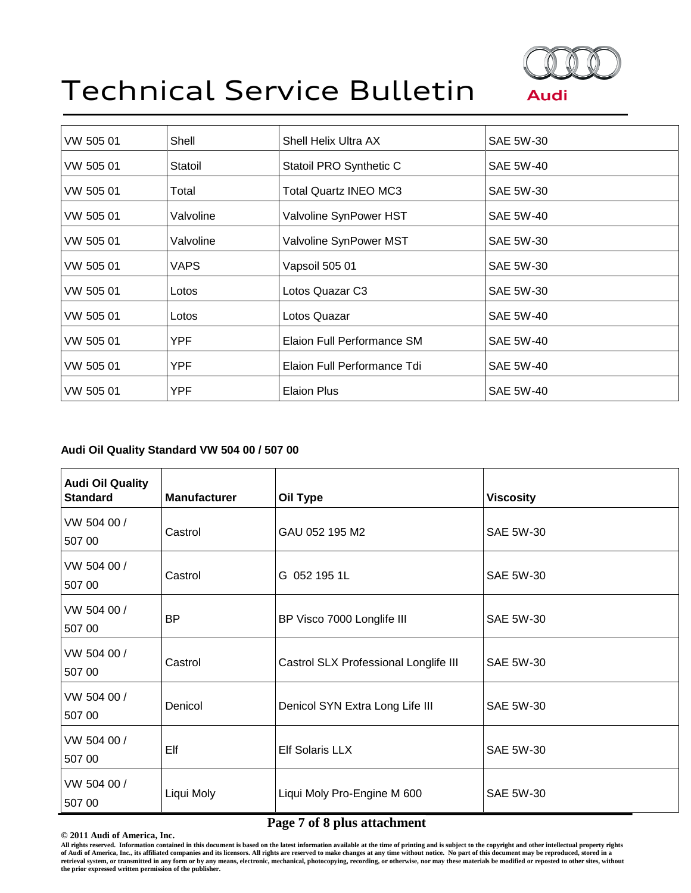| | | | |
|---|---|---|---|
| VW 505 01 | Shell | Shell Helix Ultra AX | SAE 5W-30 |
| VW 505 01 | Statoil | Statoil PRO Synthetic C | SAE 5W-40 |
| VW 505 01 | Total | Total Quartz INEO MC3 | SAE 5W-30 |
| VW 505 01 | Valvoline | Valvoline SynPower HST | SAE 5W-40 |
| VW 505 01 | Valvoline | Valvoline SynPower MST | SAE 5W-30 |
| VW 505 01 | VAPS | Vapsoil 505 01 | SAE 5W-30 |
| VW 505 01 | Lotos | Lotos Quazar C3 | SAE 5W-30 |
| VW 505 01 | Lotos | Lotos Quazar | SAE 5W-40 |
| VW 505 01 | YPF | Elaion Full Performance SM | SAE 5W-40 |
| VW 505 01 | YPF | Elaion Full Performance Tdi | SAE 5W-40 |
| VW 505 01 | YPF | Elaion Plus | SAE 5W-40 |

**Audi Oil Quality Standard VW 504 00 / 507 00**

| Audi Oil Quality Standard | Manufacturer | Oil Type | Viscosity |
|---|---|---|---|
| VW 504 00 / 507 00 | Castrol | GAU 052 195 M2 | SAE 5W-30 |
| VW 504 00 / 507 00 | Castrol | G 052 195 1L | SAE 5W-30 |
| VW 504 00 / 507 00 | BP | BP Visco 7000 Longlife III | SAE 5W-30 |
| VW 504 00 / 507 00 | Castrol | Castrol SLX Professional Longlife III | SAE 5W-30 |
| VW 504 00 / 507 00 | Denicol | Denicol SYN Extra Long Life III | SAE 5W-30 |
| VW 504 00 / 507 00 | Elf | Elf Solaris LLX | SAE 5W-30 |
| VW 504 00 / 507 00 | Liqui Moly | Liqui Moly Pro-Engine M 600 | SAE 5W-30 |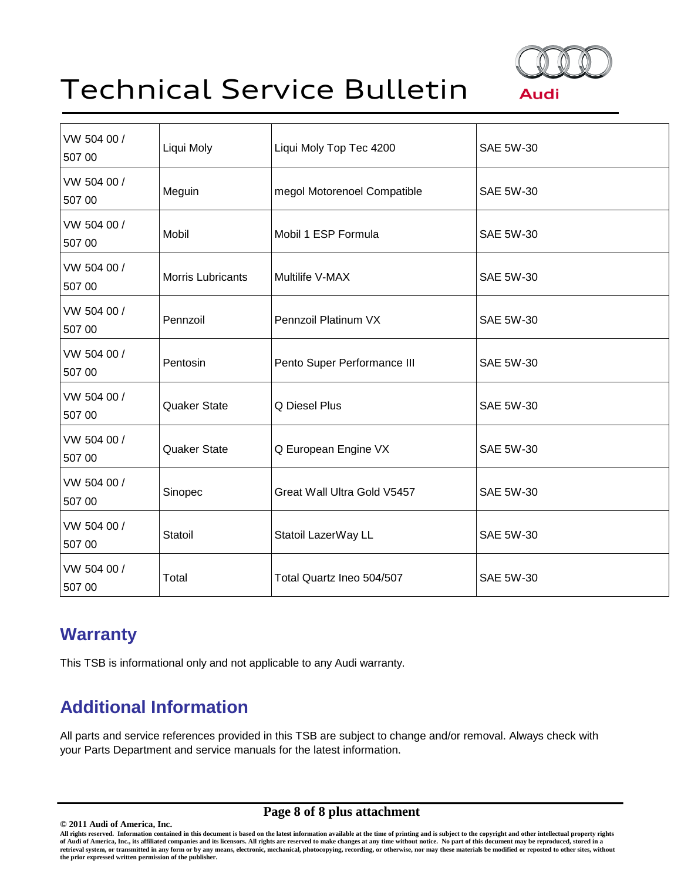| VW 504 00 / 507 00 | Liqui Moly | Liqui Moly Top Tec 4200 | SAE 5W-30 |
|---|---|---|---|
| VW 504 00 / 507 00 | Meguin | megol Motorenoel Compatible | SAE 5W-30 |
| VW 504 00 / 507 00 | Mobil | Mobil 1 ESP Formula | SAE 5W-30 |
| VW 504 00 / 507 00 | Morris Lubricants | Multilife V-MAX | SAE 5W-30 |
| VW 504 00 / 507 00 | Pennzoil | Pennzoil Platinum VX | SAE 5W-30 |
| VW 504 00 / 507 00 | Pentosin | Pento Super Performance III | SAE 5W-30 |
| VW 504 00 / 507 00 | Quaker State | Q Diesel Plus | SAE 5W-30 |
| VW 504 00 / 507 00 | Quaker State | Q European Engine VX | SAE 5W-30 |
| VW 504 00 / 507 00 | Sinopec | Great Wall Ultra Gold V5457 | SAE 5W-30 |
| VW 504 00 / 507 00 | Statoil | Statoil LazerWay LL | SAE 5W-30 |
| VW 504 00 / 507 00 | Total | Total Quartz Ineo 504/507 | SAE 5W-30 |

## Warranty

This TSB is informational only and not applicable to any Audi warranty.

## Additional Information

All parts and service references provided in this TSB are subject to change and/or removal. Always check with your Parts Department and service manuals for the latest information.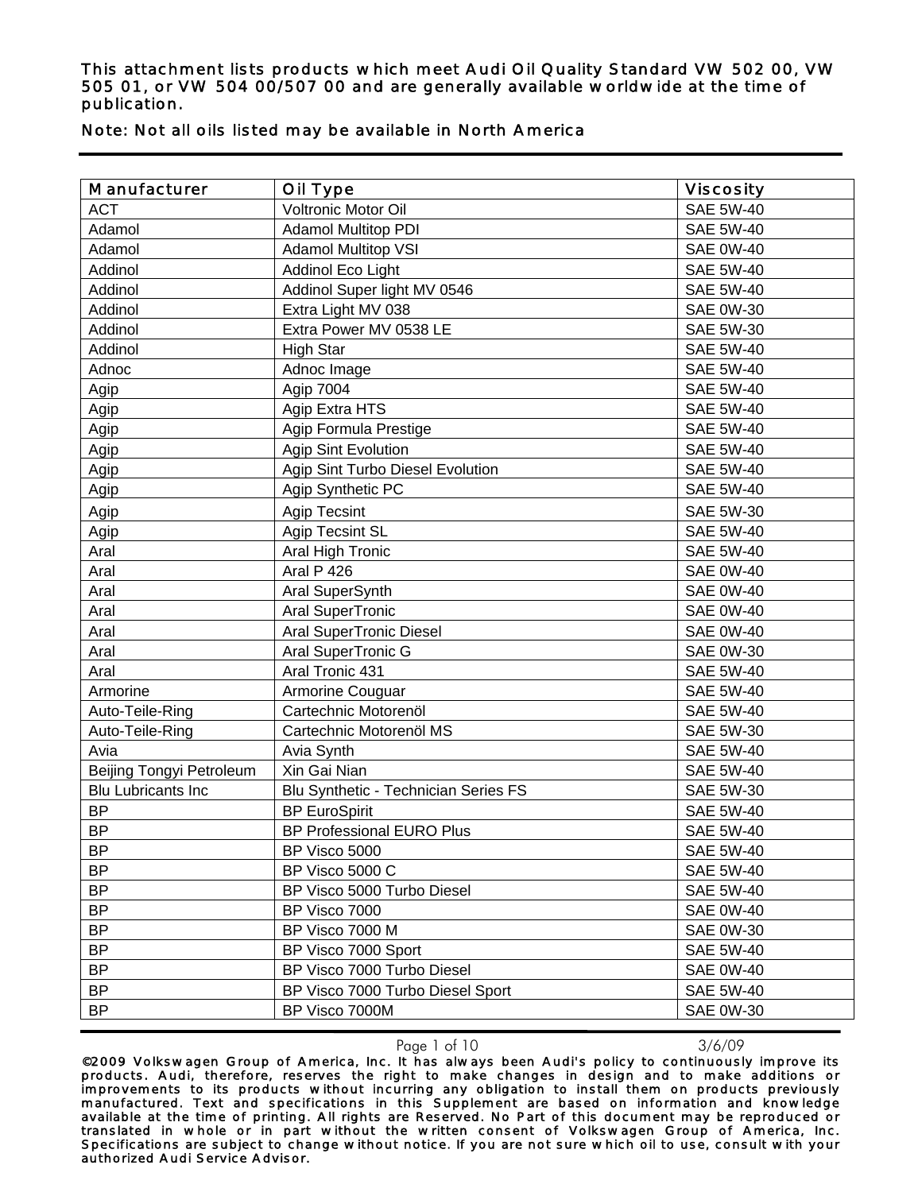This attachment lists products which meet Audi Oil Quality Standard VW 502 00, VW 505 01, or VW 504 00/507 00 and are generally available worldwide at the time of publication.

Note: Not all oils listed may be available in North America

| Manufacturer | Oil Type | Viscosity |
|---|---|---|
| ACT | Voltronic Motor Oil | SAE 5W-40 |
| Adamol | Adamol Multitop PDI | SAE 5W-40 |
| Adamol | Adamol Multitop VSI | SAE 0W-40 |
| Addinol | Addinol Eco Light | SAE 5W-40 |
| Addinol | Addinol Super light MV 0546 | SAE 5W-40 |
| Addinol | Extra Light MV 038 | SAE 0W-30 |
| Addinol | Extra Power MV 0538 LE | SAE 5W-30 |
| Addinol | High Star | SAE 5W-40 |
| Adnoc | Adnoc Image | SAE 5W-40 |
| Agip | Agip 7004 | SAE 5W-40 |
| Agip | Agip Extra HTS | SAE 5W-40 |
| Agip | Agip Formula Prestige | SAE 5W-40 |
| Agip | Agip Sint Evolution | SAE 5W-40 |
| Agip | Agip Sint Turbo Diesel Evolution | SAE 5W-40 |
| Agip | Agip Synthetic PC | SAE 5W-40 |
| Agip | Agip Tecsint | SAE 5W-30 |
| Agip | Agip Tecsint SL | SAE 5W-40 |
| Aral | Aral High Tronic | SAE 5W-40 |
| Aral | Aral P 426 | SAE 0W-40 |
| Aral | Aral SuperSynth | SAE 0W-40 |
| Aral | Aral SuperTronic | SAE 0W-40 |
| Aral | Aral SuperTronic Diesel | SAE 0W-40 |
| Aral | Aral SuperTronic G | SAE 0W-30 |
| Aral | Aral Tronic 431 | SAE 5W-40 |
| Armorine | Armorine Couguar | SAE 5W-40 |
| Auto-Teile-Ring | Cartechnic Motorenöl | SAE 5W-40 |
| Auto-Teile-Ring | Cartechnic Motorenöl MS | SAE 5W-30 |
| Avia | Avia Synth | SAE 5W-40 |
| Beijing Tongyi Petroleum | Xin Gai Nian | SAE 5W-40 |
| Blu Lubricants Inc | Blu Synthetic - Technician Series FS | SAE 5W-30 |
| BP | BP EuroSpirit | SAE 5W-40 |
| BP | BP Professional EURO Plus | SAE 5W-40 |
| BP | BP Visco 5000 | SAE 5W-40 |
| BP | BP Visco 5000 C | SAE 5W-40 |
| BP | BP Visco 5000 Turbo Diesel | SAE 5W-40 |
| BP | BP Visco 7000 | SAE 0W-40 |
| BP | BP Visco 7000 M | SAE 0W-30 |
| BP | BP Visco 7000 Sport | SAE 5W-40 |
| BP | BP Visco 7000 Turbo Diesel | SAE 0W-40 |
| BP | BP Visco 7000 Turbo Diesel Sport | SAE 5W-40 |
| BP | BP Visco 7000M | SAE 0W-30 |

©2009 Volkswagen Group of America, Inc. It has always been Audi's policy to continuously improve its products. Audi, therefore, reserves the right to make changes in design and to make additions or improvements to its products without incurring any obligation to install them on products previously manufactured. Text and specifications in this Supplement are based on information and knowledge available at the time of printing. All rights are Reserved. No Part of this document may be reproduced or translated in whole or in part without the written consent of Volkswagen Group of America, Inc. Specifications are subject to change without notice. If you are not sure which oil to use, consult with your authorized Audi Service Advisor.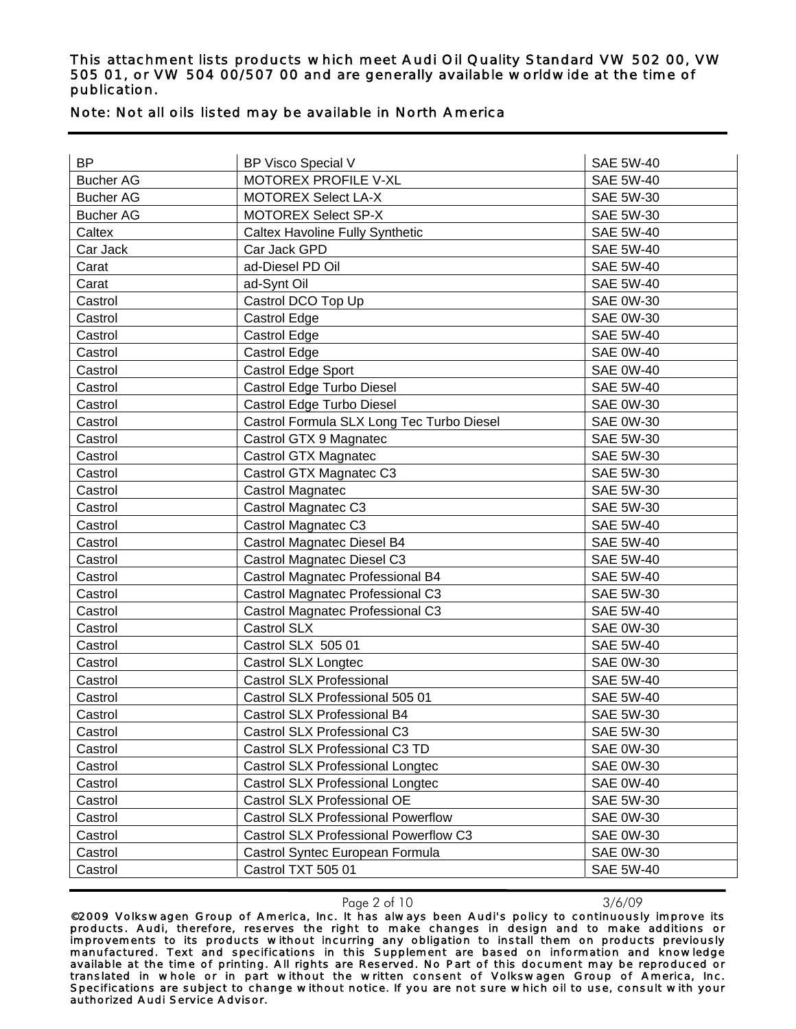| BP | BP Visco Special V | SAE 5W-40 |
|---|---|---|
| Bucher AG | MOTOREX PROFILE V-XL | SAE 5W-40 |
| Bucher AG | MOTOREX Select LA-X | SAE 5W-30 |
| Bucher AG | MOTOREX Select SP-X | SAE 5W-30 |
| Caltex | Caltex Havoline Fully Synthetic | SAE 5W-40 |
| Car Jack | Car Jack GPD | SAE 5W-40 |
| Carat | ad-Diesel PD Oil | SAE 5W-40 |
| Carat | ad-Synt Oil | SAE 5W-40 |
| Castrol | Castrol DCO Top Up | SAE 0W-30 |
| Castrol | Castrol Edge | SAE 0W-30 |
| Castrol | Castrol Edge | SAE 5W-40 |
| Castrol | Castrol Edge | SAE 0W-40 |
| Castrol | Castrol Edge Sport | SAE 0W-40 |
| Castrol | Castrol Edge Turbo Diesel | SAE 5W-40 |
| Castrol | Castrol Edge Turbo Diesel | SAE 0W-30 |
| Castrol | Castrol Formula SLX Long Tec Turbo Diesel | SAE 0W-30 |
| Castrol | Castrol GTX 9 Magnatec | SAE 5W-30 |
| Castrol | Castrol GTX Magnatec | SAE 5W-30 |
| Castrol | Castrol GTX Magnatec C3 | SAE 5W-30 |
| Castrol | Castrol Magnatec | SAE 5W-30 |
| Castrol | Castrol Magnatec C3 | SAE 5W-30 |
| Castrol | Castrol Magnatec C3 | SAE 5W-40 |
| Castrol | Castrol Magnatec Diesel B4 | SAE 5W-40 |
| Castrol | Castrol Magnatec Diesel C3 | SAE 5W-40 |
| Castrol | Castrol Magnatec Professional B4 | SAE 5W-40 |
| Castrol | Castrol Magnatec Professional C3 | SAE 5W-30 |
| Castrol | Castrol Magnatec Professional C3 | SAE 5W-40 |
| Castrol | Castrol SLX | SAE 0W-30 |
| Castrol | Castrol SLX 505 01 | SAE 5W-40 |
| Castrol | Castrol SLX Longtec | SAE 0W-30 |
| Castrol | Castrol SLX Professional | SAE 5W-40 |
| Castrol | Castrol SLX Professional 505 01 | SAE 5W-40 |
| Castrol | Castrol SLX Professional B4 | SAE 5W-30 |
| Castrol | Castrol SLX Professional C3 | SAE 5W-30 |
| Castrol | Castrol SLX Professional C3 TD | SAE 0W-30 |
| Castrol | Castrol SLX Professional Longtec | SAE 0W-30 |
| Castrol | Castrol SLX Professional Longtec | SAE 0W-40 |
| Castrol | Castrol SLX Professional OE | SAE 5W-30 |
| Castrol | Castrol SLX Professional Powerflow | SAE 0W-30 |
| Castrol | Castrol SLX Professional Powerflow C3 | SAE 0W-30 |
| Castrol | Castrol Syntec European Formula | SAE 0W-30 |
| Castrol | Castrol TXT 505 01 | SAE 5W-40 |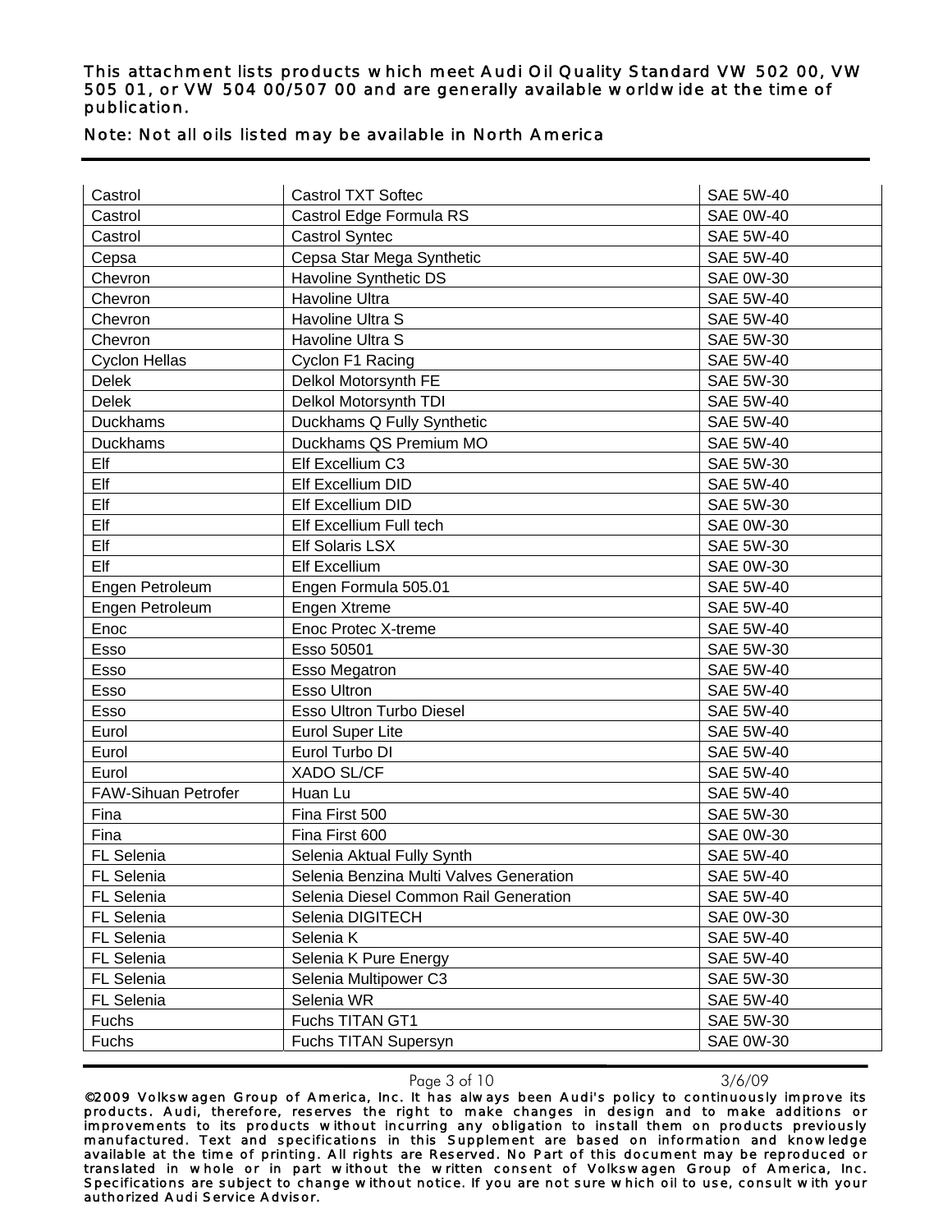| | | |
|---|---|---|
| Castrol | Castrol TXT Softec | SAE 5W-40 |
| Castrol | Castrol Edge Formula RS | SAE 0W-40 |
| Castrol | Castrol Syntec | SAE 5W-40 |
| Cepsa | Cepsa Star Mega Synthetic | SAE 5W-40 |
| Chevron | Havoline Synthetic DS | SAE 0W-30 |
| Chevron | Havoline Ultra | SAE 5W-40 |
| Chevron | Havoline Ultra S | SAE 5W-40 |
| Chevron | Havoline Ultra S | SAE 5W-30 |
| Cyclon Hellas | Cyclon F1 Racing | SAE 5W-40 |
| Delek | Delkol Motorsynth FE | SAE 5W-30 |
| Delek | Delkol Motorsynth TDI | SAE 5W-40 |
| Duckhams | Duckhams Q Fully Synthetic | SAE 5W-40 |
| Duckhams | Duckhams QS Premium MO | SAE 5W-40 |
| Elf | Elf Excellium C3 | SAE 5W-30 |
| Elf | Elf Excellium DID | SAE 5W-40 |
| Elf | Elf Excellium DID | SAE 5W-30 |
| Elf | Elf Excellium Full tech | SAE 0W-30 |
| Elf | Elf Solaris LSX | SAE 5W-30 |
| Elf | Elf Excellium | SAE 0W-30 |
| Engen Petroleum | Engen Formula 505.01 | SAE 5W-40 |
| Engen Petroleum | Engen Xtreme | SAE 5W-40 |
| Enoc | Enoc Protec X-treme | SAE 5W-40 |
| Esso | Esso 50501 | SAE 5W-30 |
| Esso | Esso Megatron | SAE 5W-40 |
| Esso | Esso Ultron | SAE 5W-40 |
| Esso | Esso Ultron Turbo Diesel | SAE 5W-40 |
| Eurol | Eurol Super Lite | SAE 5W-40 |
| Eurol | Eurol Turbo DI | SAE 5W-40 |
| Eurol | XADO SL/CF | SAE 5W-40 |
| FAW-Sihuan Petrofer | Huan Lu | SAE 5W-40 |
| Fina | Fina First 500 | SAE 5W-30 |
| Fina | Fina First 600 | SAE 0W-30 |
| FL Selenia | Selenia Aktual Fully Synth | SAE 5W-40 |
| FL Selenia | Selenia Benzina Multi Valves Generation | SAE 5W-40 |
| FL Selenia | Selenia Diesel Common Rail Generation | SAE 5W-40 |
| FL Selenia | Selenia DIGITECH | SAE 0W-30 |
| FL Selenia | Selenia K | SAE 5W-40 |
| FL Selenia | Selenia K Pure Energy | SAE 5W-40 |
| FL Selenia | Selenia Multipower C3 | SAE 5W-30 |
| FL Selenia | Selenia WR | SAE 5W-40 |
| Fuchs | Fuchs TITAN GT1 | SAE 5W-30 |
| Fuchs | Fuchs TITAN Supersyn | SAE 0W-30 |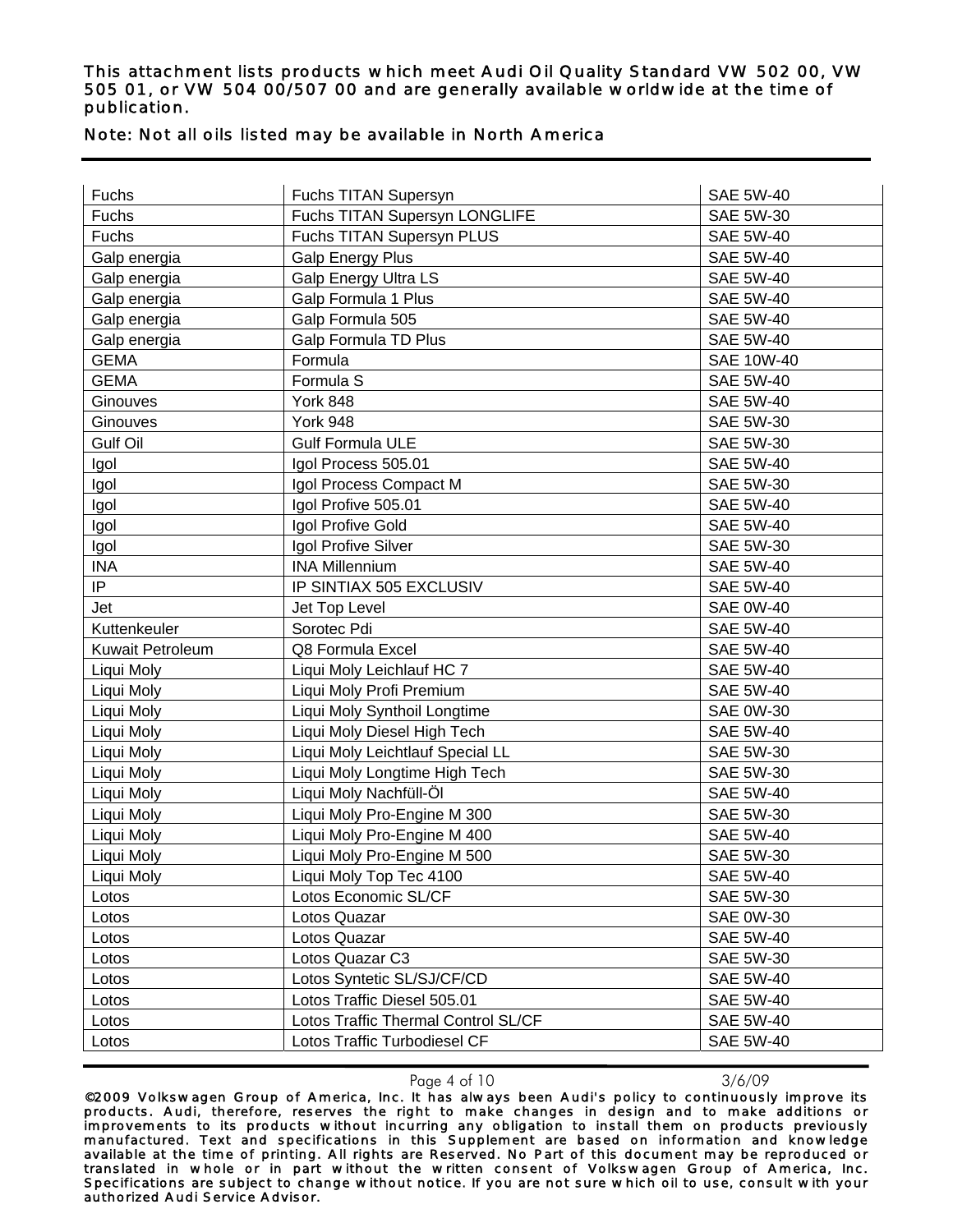This attachment lists products which meet Audi Oil Quality Standard VW 502 00, VW 505 01, or VW 504 00/507 00 and are generally available worldwide at the time of publication.

Note: Not all oils listed may be available in North America

| | | |
|---|---|---|
| Fuchs | Fuchs TITAN Supersyn | SAE 5W-40 |
| Fuchs | Fuchs TITAN Supersyn LONGLIFE | SAE 5W-30 |
| Fuchs | Fuchs TITAN Supersyn PLUS | SAE 5W-40 |
| Galp energia | Galp Energy Plus | SAE 5W-40 |
| Galp energia | Galp Energy Ultra LS | SAE 5W-40 |
| Galp energia | Galp Formula 1 Plus | SAE 5W-40 |
| Galp energia | Galp Formula 505 | SAE 5W-40 |
| Galp energia | Galp Formula TD Plus | SAE 5W-40 |
| GEMA | Formula | SAE 10W-40 |
| GEMA | Formula S | SAE 5W-40 |
| Ginouves | York 848 | SAE 5W-40 |
| Ginouves | York 948 | SAE 5W-30 |
| Gulf Oil | Gulf Formula ULE | SAE 5W-30 |
| Igol | Igol Process 505.01 | SAE 5W-40 |
| Igol | Igol Process Compact M | SAE 5W-30 |
| Igol | Igol Profive 505.01 | SAE 5W-40 |
| Igol | Igol Profive Gold | SAE 5W-40 |
| Igol | Igol Profive Silver | SAE 5W-30 |
| INA | INA Millennium | SAE 5W-40 |
| IP | IP SINTIAX 505 EXCLUSIV | SAE 5W-40 |
| Jet | Jet Top Level | SAE 0W-40 |
| Kuttenkeuler | Sorotec Pdi | SAE 5W-40 |
| Kuwait Petroleum | Q8 Formula Excel | SAE 5W-40 |
| Liqui Moly | Liqui Moly Leichlauf HC 7 | SAE 5W-40 |
| Liqui Moly | Liqui Moly Profi Premium | SAE 5W-40 |
| Liqui Moly | Liqui Moly Synthoil Longtime | SAE 0W-30 |
| Liqui Moly | Liqui Moly Diesel High Tech | SAE 5W-40 |
| Liqui Moly | Liqui Moly Leichtlauf Special LL | SAE 5W-30 |
| Liqui Moly | Liqui Moly Longtime High Tech | SAE 5W-30 |
| Liqui Moly | Liqui Moly Nachfüll-Öl | SAE 5W-40 |
| Liqui Moly | Liqui Moly Pro-Engine M 300 | SAE 5W-30 |
| Liqui Moly | Liqui Moly Pro-Engine M 400 | SAE 5W-40 |
| Liqui Moly | Liqui Moly Pro-Engine M 500 | SAE 5W-30 |
| Liqui Moly | Liqui Moly Top Tec 4100 | SAE 5W-40 |
| Lotos | Lotos Economic SL/CF | SAE 5W-30 |
| Lotos | Lotos Quazar | SAE 0W-30 |
| Lotos | Lotos Quazar | SAE 5W-40 |
| Lotos | Lotos Quazar C3 | SAE 5W-30 |
| Lotos | Lotos Syntetic SL/SJ/CF/CD | SAE 5W-40 |
| Lotos | Lotos Traffic Diesel 505.01 | SAE 5W-40 |
| Lotos | Lotos Traffic Thermal Control SL/CF | SAE 5W-40 |
| Lotos | Lotos Traffic Turbodiesel CF | SAE 5W-40 |

©2009 Volkswagen Group of America, Inc. It has always been Audi's policy to continuously improve its products. Audi, therefore, reserves the right to make changes in design and to make additions or improvements to its products without incurring any obligation to install them on products previously manufactured. Text and specifications in this Supplement are based on information and knowledge available at the time of printing. All rights are Reserved. No Part of this document may be reproduced or translated in whole or in part without the written consent of Volkswagen Group of America, Inc. Specifications are subject to change without notice. If you are not sure which oil to use, consult with your authorized Audi Service Advisor.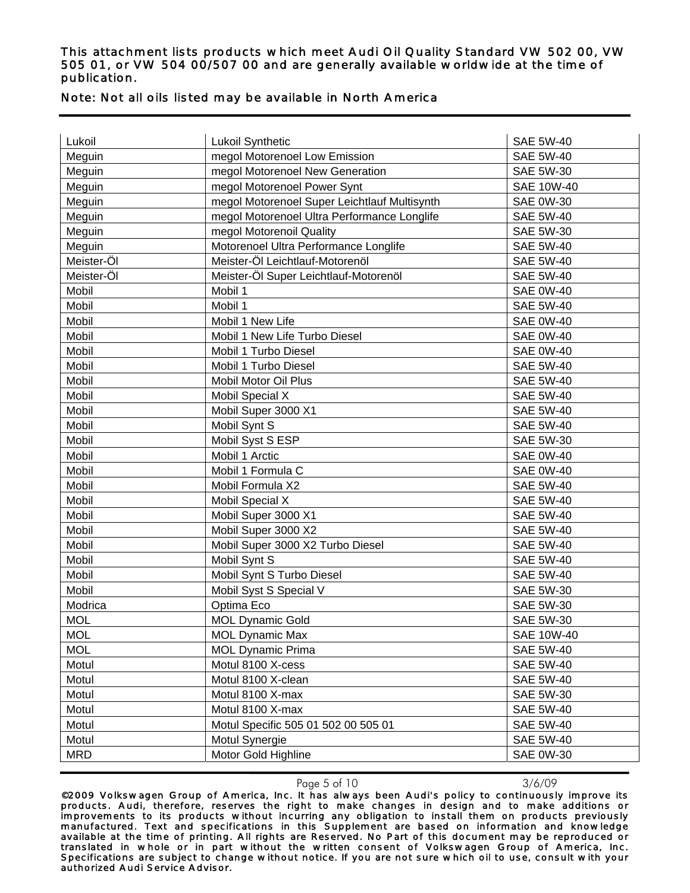| Lukoil | Lukoil Synthetic | SAE 5W-40 |
|---|---|---|
| Meguin | megol Motorenoel Low Emission | SAE 5W-40 |
| Meguin | megol Motorenoel New Generation | SAE 5W-30 |
| Meguin | megol Motorenoel Power Synt | SAE 10W-40 |
| Meguin | megol Motorenoel Super Leichtlauf Multisynth | SAE 0W-30 |
| Meguin | megol Motorenoel Ultra Performance Longlife | SAE 5W-40 |
| Meguin | megol Motorenoil Quality | SAE 5W-30 |
| Meguin | Motorenoel Ultra Performance Longlife | SAE 5W-40 |
| Meister-Öl | Meister-Öl Leichtlauf-Motorenöl | SAE 5W-40 |
| Meister-Öl | Meister-Öl Super Leichtlauf-Motorenöl | SAE 5W-40 |
| Mobil | Mobil 1 | SAE 0W-40 |
| Mobil | Mobil 1 | SAE 5W-40 |
| Mobil | Mobil 1 New Life | SAE 0W-40 |
| Mobil | Mobil 1 New Life Turbo Diesel | SAE 0W-40 |
| Mobil | Mobil 1 Turbo Diesel | SAE 0W-40 |
| Mobil | Mobil 1 Turbo Diesel | SAE 5W-40 |
| Mobil | Mobil Motor Oil Plus | SAE 5W-40 |
| Mobil | Mobil Special X | SAE 5W-40 |
| Mobil | Mobil Super 3000 X1 | SAE 5W-40 |
| Mobil | Mobil Synt S | SAE 5W-40 |
| Mobil | Mobil Syst S ESP | SAE 5W-30 |
| Mobil | Mobil 1 Arctic | SAE 0W-40 |
| Mobil | Mobil 1 Formula C | SAE 0W-40 |
| Mobil | Mobil Formula X2 | SAE 5W-40 |
| Mobil | Mobil Special X | SAE 5W-40 |
| Mobil | Mobil Super 3000 X1 | SAE 5W-40 |
| Mobil | Mobil Super 3000 X2 | SAE 5W-40 |
| Mobil | Mobil Super 3000 X2 Turbo Diesel | SAE 5W-40 |
| Mobil | Mobil Synt S | SAE 5W-40 |
| Mobil | Mobil Synt S Turbo Diesel | SAE 5W-40 |
| Mobil | Mobil Syst S Special V | SAE 5W-30 |
| Modrica | Optima Eco | SAE 5W-30 |
| MOL | MOL Dynamic Gold | SAE 5W-30 |
| MOL | MOL Dynamic Max | SAE 10W-40 |
| MOL | MOL Dynamic Prima | SAE 5W-40 |
| Motul | Motul 8100 X-cess | SAE 5W-40 |
| Motul | Motul 8100 X-clean | SAE 5W-40 |
| Motul | Motul 8100 X-max | SAE 5W-30 |
| Motul | Motul 8100 X-max | SAE 5W-40 |
| Motul | Motul Specific 505 01 502 00 505 01 | SAE 5W-40 |
| Motul | Motul Synergie | SAE 5W-40 |
| MRD | Motor Gold Highline | SAE 0W-30 |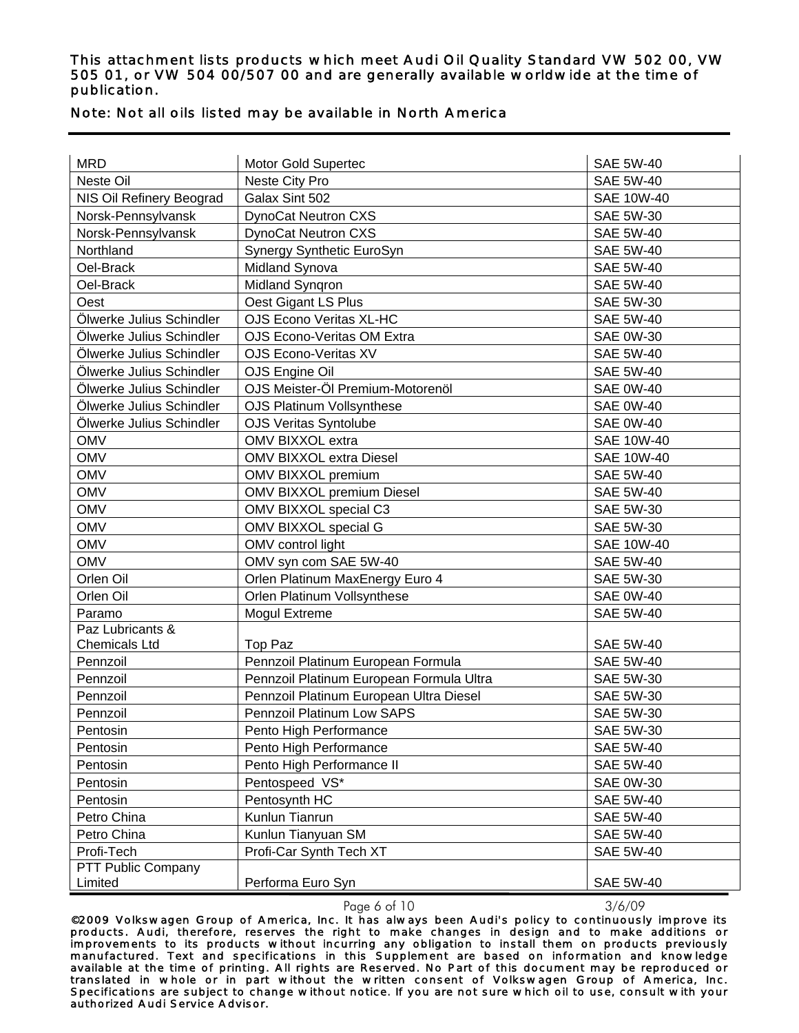This attachment lists products which meet Audi Oil Quality Standard VW 502 00, VW 505 01, or VW 504 00/507 00 and are generally available worldwide at the time of publication.

Note: Not all oils listed may be available in North America

| | | |
|---|---|---|
| MRD | Motor Gold Supertec | SAE 5W-40 |
| Neste Oil | Neste City Pro | SAE 5W-40 |
| NIS Oil Refinery Beograd | Galax Sint 502 | SAE 10W-40 |
| Norsk-Pennsylvansk | DynoCat Neutron CXS | SAE 5W-30 |
| Norsk-Pennsylvansk | DynoCat Neutron CXS | SAE 5W-40 |
| Northland | Synergy Synthetic EuroSyn | SAE 5W-40 |
| Oel-Brack | Midland Synova | SAE 5W-40 |
| Oel-Brack | Midland Synqron | SAE 5W-40 |
| Oest | Oest Gigant LS Plus | SAE 5W-30 |
| Ölwerke Julius Schindler | OJS Econo Veritas XL-HC | SAE 5W-40 |
| Ölwerke Julius Schindler | OJS Econo-Veritas OM Extra | SAE 0W-30 |
| Ölwerke Julius Schindler | OJS Econo-Veritas XV | SAE 5W-40 |
| Ölwerke Julius Schindler | OJS Engine Oil | SAE 5W-40 |
| Ölwerke Julius Schindler | OJS Meister-Öl Premium-Motorenöl | SAE 0W-40 |
| Ölwerke Julius Schindler | OJS Platinum Vollsynthese | SAE 0W-40 |
| Ölwerke Julius Schindler | OJS Veritas Syntolube | SAE 0W-40 |
| OMV | OMV BIXXOL extra | SAE 10W-40 |
| OMV | OMV BIXXOL extra Diesel | SAE 10W-40 |
| OMV | OMV BIXXOL premium | SAE 5W-40 |
| OMV | OMV BIXXOL premium Diesel | SAE 5W-40 |
| OMV | OMV BIXXOL special C3 | SAE 5W-30 |
| OMV | OMV BIXXOL special G | SAE 5W-30 |
| OMV | OMV control light | SAE 10W-40 |
| OMV | OMV syn com SAE 5W-40 | SAE 5W-40 |
| Orlen Oil | Orlen Platinum MaxEnergy Euro 4 | SAE 5W-30 |
| Orlen Oil | Orlen Platinum Vollsynthese | SAE 0W-40 |
| Paramo | Mogul Extreme | SAE 5W-40 |
| Paz Lubricants & Chemicals Ltd | Top Paz | SAE 5W-40 |
| Pennzoil | Pennzoil Platinum European Formula | SAE 5W-40 |
| Pennzoil | Pennzoil Platinum European Formula Ultra | SAE 5W-30 |
| Pennzoil | Pennzoil Platinum European Ultra Diesel | SAE 5W-30 |
| Pennzoil | Pennzoil Platinum Low SAPS | SAE 5W-30 |
| Pentosin | Pento High Performance | SAE 5W-30 |
| Pentosin | Pento High Performance | SAE 5W-40 |
| Pentosin | Pento High Performance II | SAE 5W-40 |
| Pentosin | Pentospeed VS* | SAE 0W-30 |
| Pentosin | Pentosynth HC | SAE 5W-40 |
| Petro China | Kunlun Tianrun | SAE 5W-40 |
| Petro China | Kunlun Tianyuan SM | SAE 5W-40 |
| Profi-Tech | Profi-Car Synth Tech XT | SAE 5W-40 |
| PTT Public Company Limited | Performa Euro Syn | SAE 5W-40 |

©2009 Volkswagen Group of America, Inc. It has always been Audi's policy to continuously improve its products. Audi, therefore, reserves the right to make changes in design and to make additions or improvements to its products without incurring any obligation to install them on products previously manufactured. Text and specifications in this Supplement are based on information and knowledge available at the time of printing. All rights are Reserved. No Part of this document may be reproduced or translated in whole or in part without the written consent of Volkswagen Group of America, Inc. Specifications are subject to change without notice. If you are not sure which oil to use, consult with your authorized Audi Service Advisor.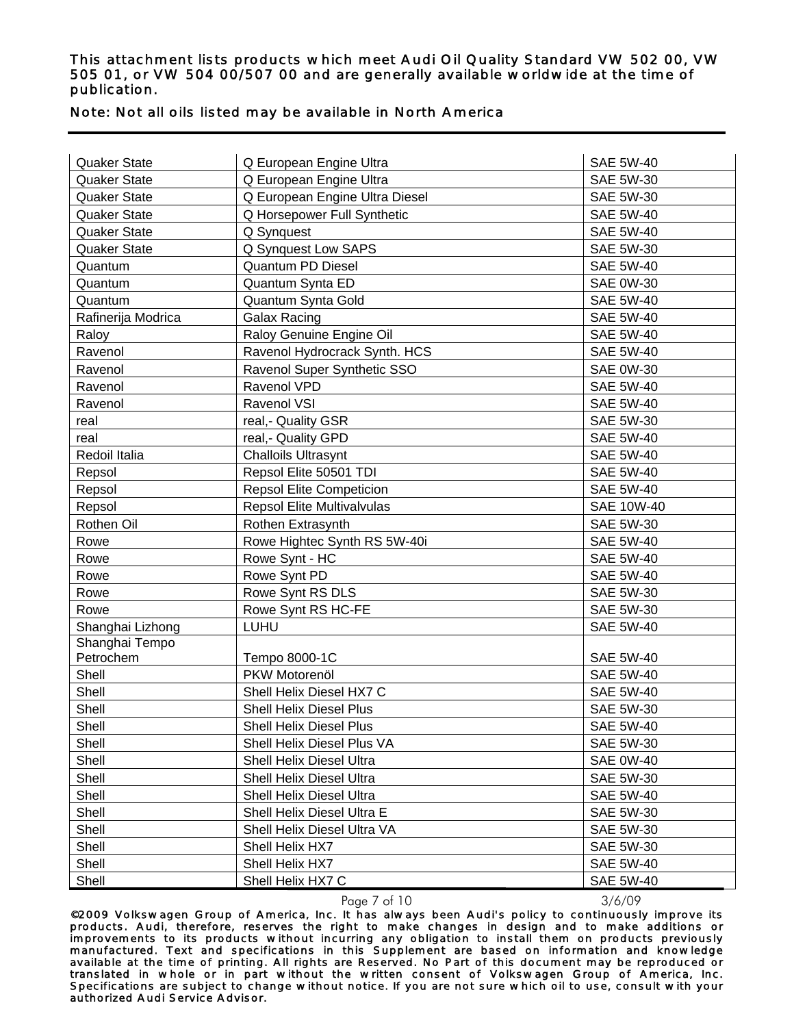This attachment lists products which meet Audi Oil Quality Standard VW 502 00, VW 505 01, or VW 504 00/507 00 and are generally available worldwide at the time of publication.

Note: Not all oils listed may be available in North America

| | | |
|---|---|---|
| Quaker State | Q European Engine Ultra | SAE 5W-40 |
| Quaker State | Q European Engine Ultra | SAE 5W-30 |
| Quaker State | Q European Engine Ultra Diesel | SAE 5W-30 |
| Quaker State | Q Horsepower Full Synthetic | SAE 5W-40 |
| Quaker State | Q Synquest | SAE 5W-40 |
| Quaker State | Q Synquest Low SAPS | SAE 5W-30 |
| Quantum | Quantum PD Diesel | SAE 5W-40 |
| Quantum | Quantum Synta ED | SAE 0W-30 |
| Quantum | Quantum Synta Gold | SAE 5W-40 |
| Rafinerija Modrica | Galax Racing | SAE 5W-40 |
| Raloy | Raloy Genuine Engine Oil | SAE 5W-40 |
| Ravenol | Ravenol Hydrocrack Synth. HCS | SAE 5W-40 |
| Ravenol | Ravenol Super Synthetic SSO | SAE 0W-30 |
| Ravenol | Ravenol VPD | SAE 5W-40 |
| Ravenol | Ravenol VSI | SAE 5W-40 |
| real | real,- Quality GSR | SAE 5W-30 |
| real | real,- Quality GPD | SAE 5W-40 |
| Redoil Italia | Challoils Ultrasynt | SAE 5W-40 |
| Repsol | Repsol Elite 50501 TDI | SAE 5W-40 |
| Repsol | Repsol Elite Competicion | SAE 5W-40 |
| Repsol | Repsol Elite Multivalvulas | SAE 10W-40 |
| Rothen Oil | Rothen Extrasynth | SAE 5W-30 |
| Rowe | Rowe Hightec Synth RS 5W-40i | SAE 5W-40 |
| Rowe | Rowe Synt - HC | SAE 5W-40 |
| Rowe | Rowe Synt PD | SAE 5W-40 |
| Rowe | Rowe Synt RS DLS | SAE 5W-30 |
| Rowe | Rowe Synt RS HC-FE | SAE 5W-30 |
| Shanghai Lizhong | LUHU | SAE 5W-40 |
| Shanghai Tempo Petrochem | Tempo 8000-1C | SAE 5W-40 |
| Shell | PKW Motorenöl | SAE 5W-40 |
| Shell | Shell Helix Diesel HX7 C | SAE 5W-40 |
| Shell | Shell Helix Diesel Plus | SAE 5W-30 |
| Shell | Shell Helix Diesel Plus | SAE 5W-40 |
| Shell | Shell Helix Diesel Plus VA | SAE 5W-30 |
| Shell | Shell Helix Diesel Ultra | SAE 0W-40 |
| Shell | Shell Helix Diesel Ultra | SAE 5W-30 |
| Shell | Shell Helix Diesel Ultra | SAE 5W-40 |
| Shell | Shell Helix Diesel Ultra E | SAE 5W-30 |
| Shell | Shell Helix Diesel Ultra VA | SAE 5W-30 |
| Shell | Shell Helix HX7 | SAE 5W-30 |
| Shell | Shell Helix HX7 | SAE 5W-40 |
| Shell | Shell Helix HX7 C | SAE 5W-40 |

©2009 Volkswagen Group of America, Inc. It has always been Audi's policy to continuously improve its products. Audi, therefore, reserves the right to make changes in design and to make additions or improvements to its products without incurring any obligation to install them on products previously manufactured. Text and specifications in this Supplement are based on information and knowledge available at the time of printing. All rights are Reserved. No Part of this document may be reproduced or translated in whole or in part without the written consent of Volkswagen Group of America, Inc. Specifications are subject to change without notice. If you are not sure which oil to use, consult with your authorized Audi Service Advisor.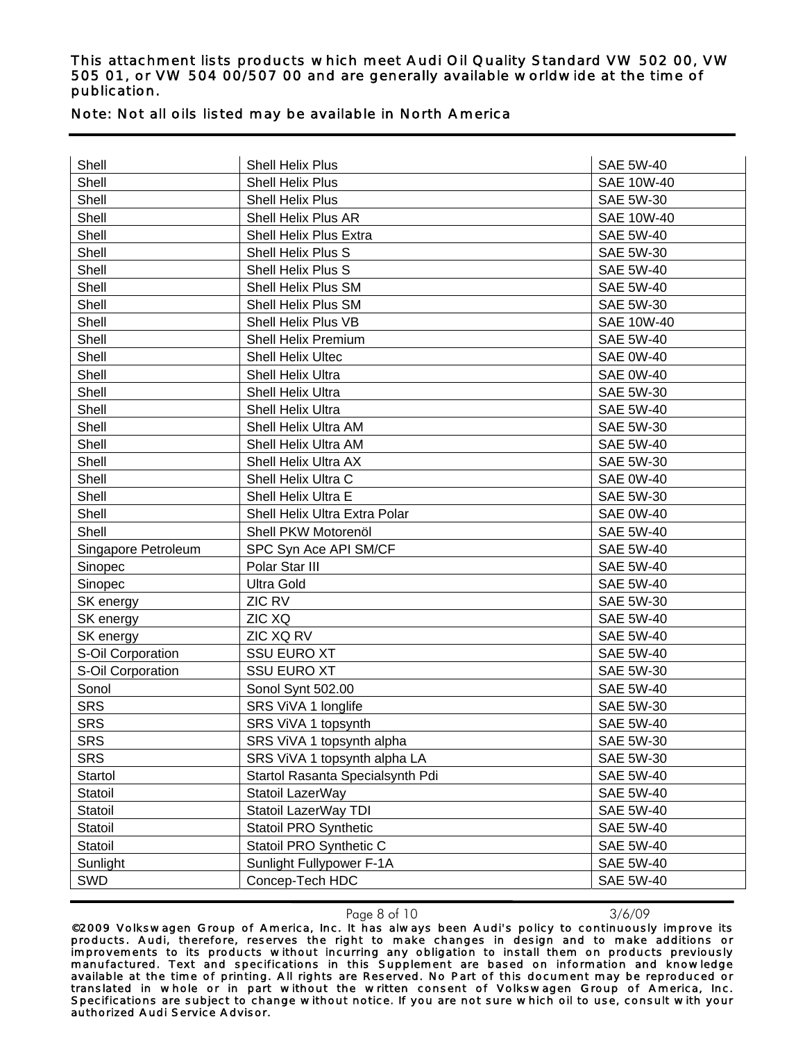This attachment lists products which meet Audi Oil Quality Standard VW 502 00, VW 505 01, or VW 504 00/507 00 and are generally available worldwide at the time of publication.

Note: Not all oils listed may be available in North America

| Shell | Shell Helix Plus | SAE 5W-40 |
|---|---|---|
| Shell | Shell Helix Plus | SAE 10W-40 |
| Shell | Shell Helix Plus | SAE 5W-30 |
| Shell | Shell Helix Plus AR | SAE 10W-40 |
| Shell | Shell Helix Plus Extra | SAE 5W-40 |
| Shell | Shell Helix Plus S | SAE 5W-30 |
| Shell | Shell Helix Plus S | SAE 5W-40 |
| Shell | Shell Helix Plus SM | SAE 5W-40 |
| Shell | Shell Helix Plus SM | SAE 5W-30 |
| Shell | Shell Helix Plus VB | SAE 10W-40 |
| Shell | Shell Helix Premium | SAE 5W-40 |
| Shell | Shell Helix Ultec | SAE 0W-40 |
| Shell | Shell Helix Ultra | SAE 0W-40 |
| Shell | Shell Helix Ultra | SAE 5W-30 |
| Shell | Shell Helix Ultra | SAE 5W-40 |
| Shell | Shell Helix Ultra AM | SAE 5W-30 |
| Shell | Shell Helix Ultra AM | SAE 5W-40 |
| Shell | Shell Helix Ultra AX | SAE 5W-30 |
| Shell | Shell Helix Ultra C | SAE 0W-40 |
| Shell | Shell Helix Ultra E | SAE 5W-30 |
| Shell | Shell Helix Ultra Extra Polar | SAE 0W-40 |
| Shell | Shell PKW Motorenöl | SAE 5W-40 |
| Singapore Petroleum | SPC Syn Ace API SM/CF | SAE 5W-40 |
| Sinopec | Polar Star III | SAE 5W-40 |
| Sinopec | Ultra Gold | SAE 5W-40 |
| SK energy | ZIC RV | SAE 5W-30 |
| SK energy | ZIC XQ | SAE 5W-40 |
| SK energy | ZIC XQ RV | SAE 5W-40 |
| S-Oil Corporation | SSU EURO XT | SAE 5W-40 |
| S-Oil Corporation | SSU EURO XT | SAE 5W-30 |
| Sonol | Sonol Synt 502.00 | SAE 5W-40 |
| SRS | SRS ViVA 1 longlife | SAE 5W-30 |
| SRS | SRS ViVA 1 topsynth | SAE 5W-40 |
| SRS | SRS ViVA 1 topsynth alpha | SAE 5W-30 |
| SRS | SRS ViVA 1 topsynth alpha LA | SAE 5W-30 |
| Startol | Startol Rasanta Specialsynth Pdi | SAE 5W-40 |
| Statoil | Statoil LazerWay | SAE 5W-40 |
| Statoil | Statoil LazerWay TDI | SAE 5W-40 |
| Statoil | Statoil PRO Synthetic | SAE 5W-40 |
| Statoil | Statoil PRO Synthetic C | SAE 5W-40 |
| Sunlight | Sunlight Fullypower F-1A | SAE 5W-40 |
| SWD | Concep-Tech HDC | SAE 5W-40 |

©2009 Volkswagen Group of America, Inc. It has always been Audi's policy to continuously improve its products. Audi, therefore, reserves the right to make changes in design and to make additions or improvements to its products without incurring any obligation to install them on products previously manufactured. Text and specifications in this Supplement are based on information and knowledge available at the time of printing. All rights are Reserved. No Part of this document may be reproduced or translated in whole or in part without the written consent of Volkswagen Group of America, Inc. Specifications are subject to change without notice. If you are not sure which oil to use, consult with your authorized Audi Service Advisor.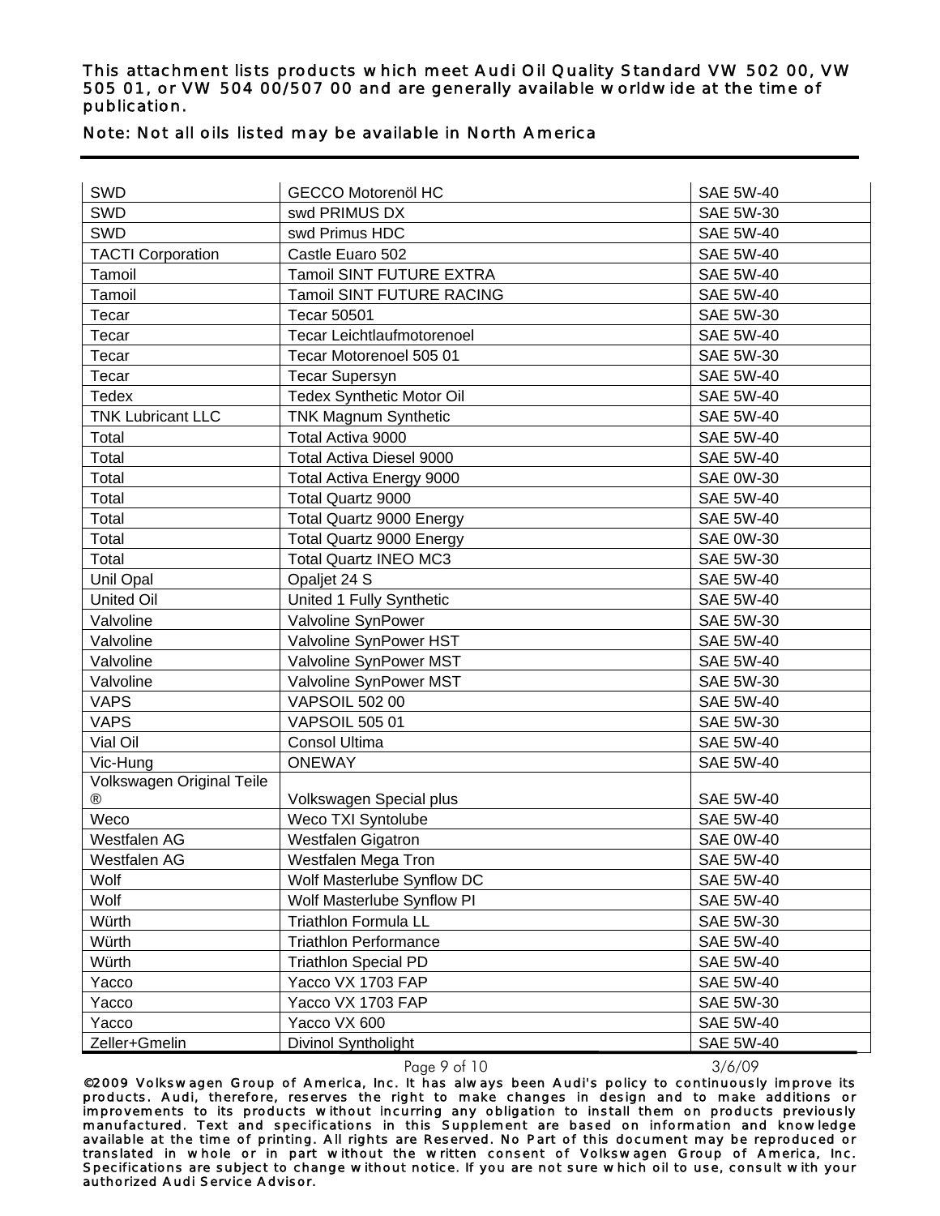This attachment lists products which meet Audi Oil Quality Standard VW 502 00, VW 505 01, or VW 504 00/507 00 and are generally available worldwide at the time of publication.

Note: Not all oils listed may be available in North America

| SWD | GECCO Motorenöl HC | SAE 5W-40 |
|---|---|---|
| SWD | swd PRIMUS DX | SAE 5W-30 |
| SWD | swd Primus HDC | SAE 5W-40 |
| TACTI Corporation | Castle Euaro 502 | SAE 5W-40 |
| Tamoil | Tamoil SINT FUTURE EXTRA | SAE 5W-40 |
| Tamoil | Tamoil SINT FUTURE RACING | SAE 5W-40 |
| Tecar | Tecar 50501 | SAE 5W-30 |
| Tecar | Tecar Leichtlaufmotorenoel | SAE 5W-40 |
| Tecar | Tecar Motorenoel 505 01 | SAE 5W-30 |
| Tecar | Tecar Supersyn | SAE 5W-40 |
| Tedex | Tedex Synthetic Motor Oil | SAE 5W-40 |
| TNK Lubricant LLC | TNK Magnum Synthetic | SAE 5W-40 |
| Total | Total Activa 9000 | SAE 5W-40 |
| Total | Total Activa Diesel 9000 | SAE 5W-40 |
| Total | Total Activa Energy 9000 | SAE 0W-30 |
| Total | Total Quartz 9000 | SAE 5W-40 |
| Total | Total Quartz 9000 Energy | SAE 5W-40 |
| Total | Total Quartz 9000 Energy | SAE 0W-30 |
| Total | Total Quartz INEO MC3 | SAE 5W-30 |
| Unil Opal | Opaljet 24 S | SAE 5W-40 |
| United Oil | United 1 Fully Synthetic | SAE 5W-40 |
| Valvoline | Valvoline SynPower | SAE 5W-30 |
| Valvoline | Valvoline SynPower HST | SAE 5W-40 |
| Valvoline | Valvoline SynPower MST | SAE 5W-40 |
| Valvoline | Valvoline SynPower MST | SAE 5W-30 |
| VAPS | VAPSOIL 502 00 | SAE 5W-40 |
| VAPS | VAPSOIL 505 01 | SAE 5W-30 |
| Vial Oil | Consol Ultima | SAE 5W-40 |
| Vic-Hung | ONEWAY | SAE 5W-40 |
| Volkswagen Original Teile ® | Volkswagen Special plus | SAE 5W-40 |
| Weco | Weco TXI Syntolube | SAE 5W-40 |
| Westfalen AG | Westfalen Gigatron | SAE 0W-40 |
| Westfalen AG | Westfalen Mega Tron | SAE 5W-40 |
| Wolf | Wolf Masterlube Synflow DC | SAE 5W-40 |
| Wolf | Wolf Masterlube Synflow PI | SAE 5W-40 |
| Würth | Triathlon Formula LL | SAE 5W-30 |
| Würth | Triathlon Performance | SAE 5W-40 |
| Würth | Triathlon Special PD | SAE 5W-40 |
| Yacco | Yacco VX 1703 FAP | SAE 5W-40 |
| Yacco | Yacco VX 1703 FAP | SAE 5W-30 |
| Yacco | Yacco VX 600 | SAE 5W-40 |
| Zeller+Gmelin | Divinol Syntholight | SAE 5W-40 |

©2009 Volkswagen Group of America, Inc. It has always been Audi's policy to continuously improve its products. Audi, therefore, reserves the right to make changes in design and to make additions or improvements to its products without incurring any obligation to install them on products previously manufactured. Text and specifications in this Supplement are based on information and knowledge available at the time of printing. All rights are Reserved. No Part of this document may be reproduced or translated in whole or in part without the written consent of Volkswagen Group of America, Inc. Specifications are subject to change without notice. If you are not sure which oil to use, consult with your authorized Audi Service Advisor.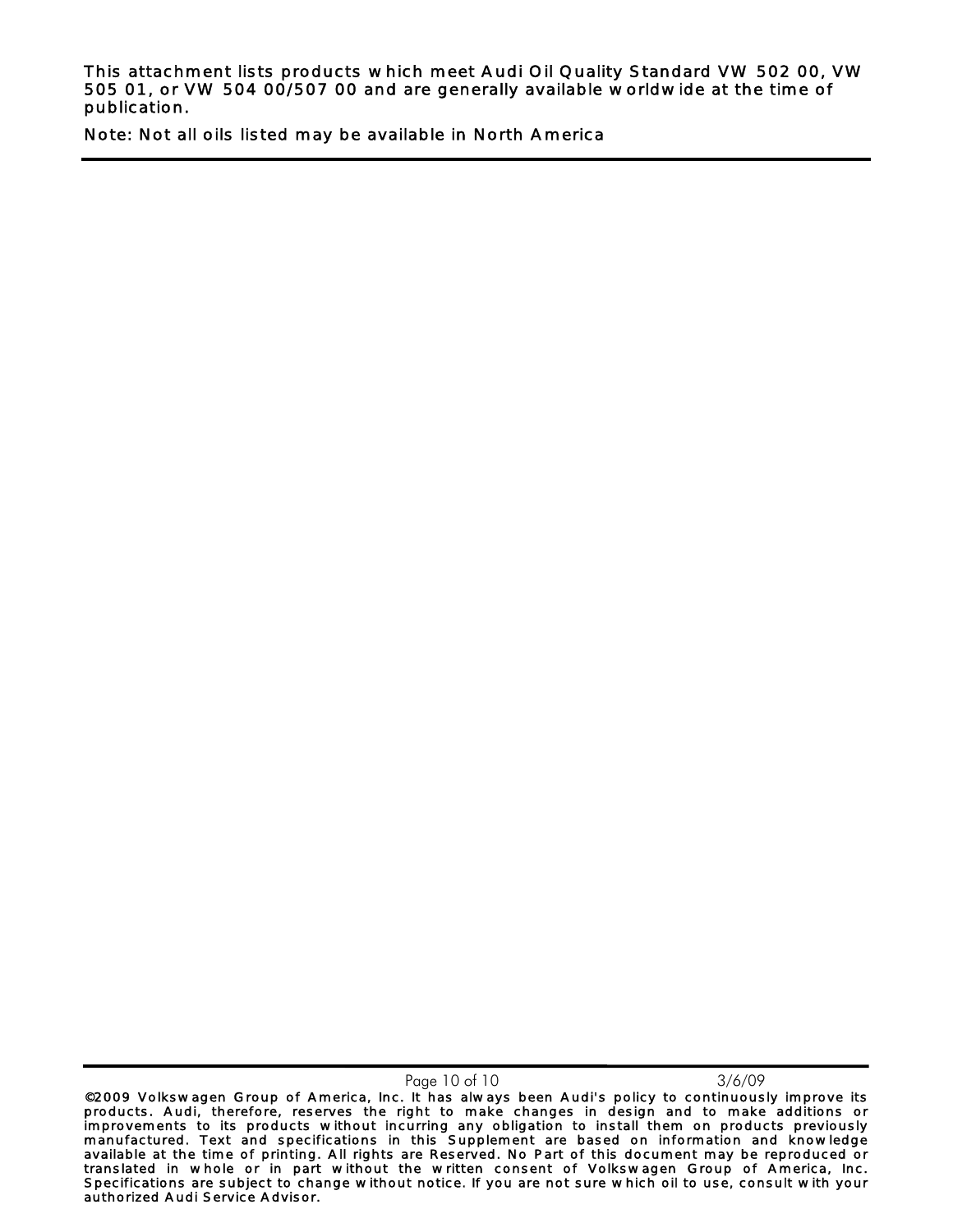This attachment lists products which meet Audi Oil Quality Standard VW 502 00, VW 505 01, or VW 504 00/507 00 and are generally available worldwide at the time of publication.

Note: Not all oils listed may be available in North America

©2009 Volkswagen Group of America, Inc. It has always been Audi's policy to continuously improve its products. Audi, therefore, reserves the right to make changes in design and to make additions or improvements to its products without incurring any obligation to install them on products previously manufactured. Text and specifications in this Supplement are based on information and knowledge available at the time of printing. All rights are Reserved. No Part of this document may be reproduced or translated in whole or in part without the written consent of Volkswagen Group of America, Inc. Specifications are subject to change without notice. If you are not sure which oil to use, consult with your authorized Audi Service Advisor.